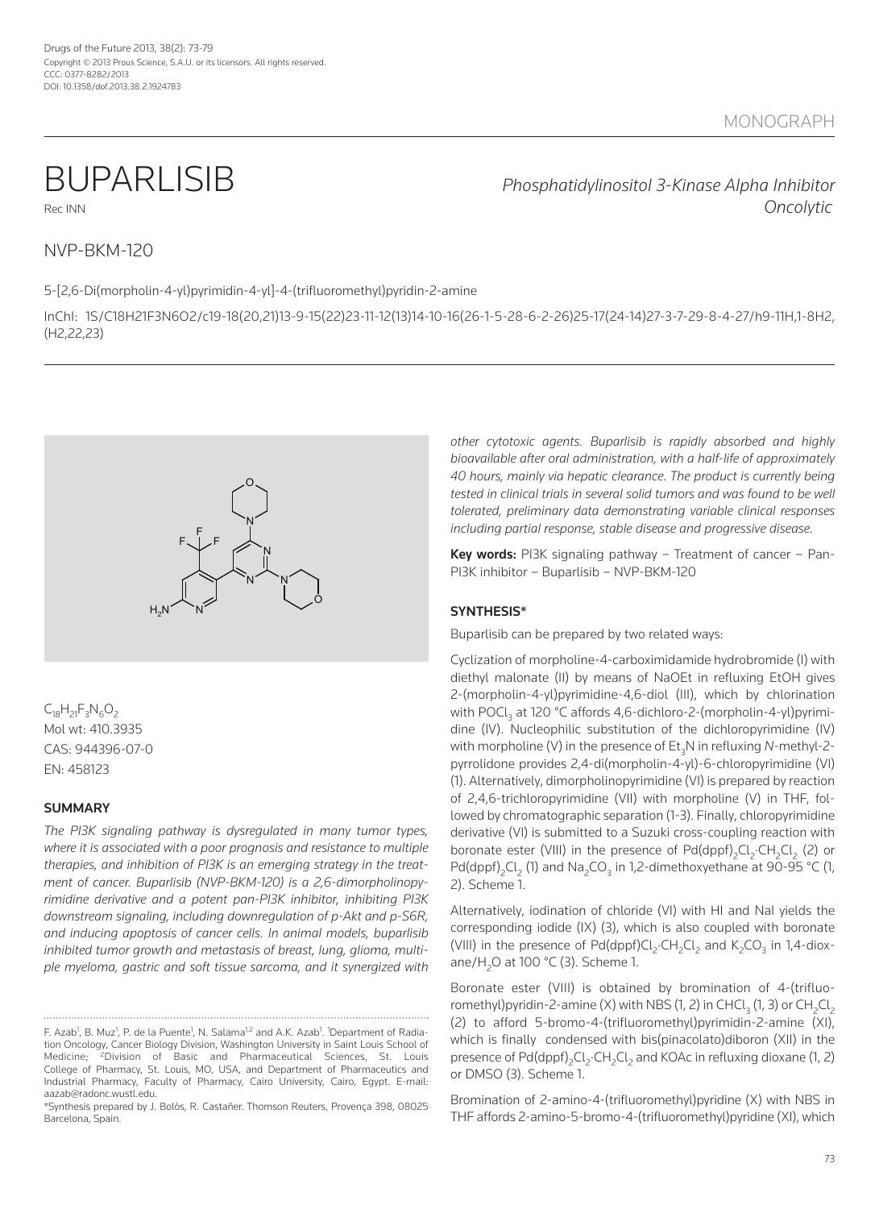MONOGRAPH

# BUPARLISIB

Rec INN

*Phosphatidylinositol 3-Kinase Alpha Inhibitor*
*Oncolytic*

## NVP-BKM-120

5-[2,6-Di(morpholin-4-yl)pyrimidin-4-yl]-4-(trifluoromethyl)pyridin-2-amine

InChI: 1S/C18H21F3N6O2/c19-18(20,21)13-9-15(22)23-11-12(13)14-10-16(26-1-5-28-6-2-26)25-17(24-14)27-3-7-29-8-4-27/h9-11H,1-8H2,(H2,22,23)

$C_{18}H_{21}F_3N_6O_2$
Mol wt: 410.3935
CAS: 944396-07-0
EN: 458123

### SUMMARY

*The PI3K signaling pathway is dysregulated in many tumor types, where it is associated with a poor prognosis and resistance to multiple therapies, and inhibition of PI3K is an emerging strategy in the treatment of cancer. Buparlisib (NVP-BKM-120) is a 2,6-dimorpholinopyrimidine derivative and a potent pan-PI3K inhibitor, inhibiting PI3K downstream signaling, including downregulation of p-Akt and p-S6R, and inducing apoptosis of cancer cells. In animal models, buparlisib inhibited tumor growth and metastasis of breast, lung, glioma, multiple myeloma, gastric and soft tissue sarcoma, and it synergized with other cytotoxic agents. Buparlisib is rapidly absorbed and highly bioavailable after oral administration, with a half-life of approximately 40 hours, mainly via hepatic clearance. The product is currently being tested in clinical trials in several solid tumors and was found to be well tolerated, preliminary data demonstrating variable clinical responses including partial response, stable disease and progressive disease.*

**Key words:** PI3K signaling pathway – Treatment of cancer – Pan-PI3K inhibitor – Buparlisib – NVP-BKM-120

### SYNTHESIS*

Buparlisib can be prepared by two related ways:

Cyclization of morpholine-4-carboximidamide hydrobromide (I) with diethyl malonate (II) by means of NaOEt in refluxing EtOH gives 2-(morpholin-4-yl)pyrimidine-4,6-diol (III), which by chlorination with $POCl_3$ at 120 °C affords 4,6-dichloro-2-(morpholin-4-yl)pyrimidine (IV). Nucleophilic substitution of the dichloropyrimidine (IV) with morpholine (V) in the presence of $Et_3N$ in refluxing *N*-methyl-2-pyrrolidone provides 2,4-di(morpholin-4-yl)-6-chloropyrimidine (VI) (1). Alternatively, dimorpholinopyrimidine (VI) is prepared by reaction of 2,4,6-trichloropyrimidine (VII) with morpholine (V) in THF, followed by chromatographic separation (1-3). Finally, chloropyrimidine derivative (VI) is submitted to a Suzuki cross-coupling reaction with boronate ester (VIII) in the presence of $Pd(dppf)_2Cl_2 \cdot CH_2Cl_2$ (2) or $Pd(dppf)_2Cl_2$ (1) and $Na_2CO_3$ in 1,2-dimethoxyethane at 90-95 °C (1, 2). Scheme 1.

Alternatively, iodination of chloride (VI) with HI and NaI yields the corresponding iodide (IX) (3), which is also coupled with boronate (VIII) in the presence of $Pd(dppf)Cl_2 \cdot CH_2Cl_2$ and $K_2CO_3$ in 1,4-dioxane/$H_2O$ at 100 °C (3). Scheme 1.

Boronate ester (VIII) is obtained by bromination of 4-(trifluoromethyl)pyridin-2-amine (X) with NBS (1, 2) in $CHCl_3$ (1, 3) or $CH_2Cl_2$ (2) to afford 5-bromo-4-(trifluoromethyl)pyrimidin-2-amine (XI), which is finally condensed with bis(pinacolato)diboron (XII) in the presence of $Pd(dppf)_2Cl_2 \cdot CH_2Cl_2$ and KOAc in refluxing dioxane (1, 2) or DMSO (3). Scheme 1.

Bromination of 2-amino-4-(trifluoromethyl)pyridine (X) with NBS in THF affords 2-amino-5-bromo-4-(trifluoromethyl)pyridine (XI), which

F. Azab[1], B. Muz[1], P. de la Puente[1], N. Salama[1,2] and A.K. Azab[1]. [1]Department of Radiation Oncology, Cancer Biology Division, Washington University in Saint Louis School of Medicine; [2]Division of Basic and Pharmaceutical Sciences, St. Louis College of Pharmacy, St. Louis, MO, USA, and Department of Pharmaceutics and Industrial Pharmacy, Faculty of Pharmacy, Cairo University, Cairo, Egypt. E-mail: aazab@radonc.wustl.edu.

*Synthesis prepared by J. Bolòs, R. Castañer. Thomson Reuters, Provença 398, 08025 Barcelona, Spain.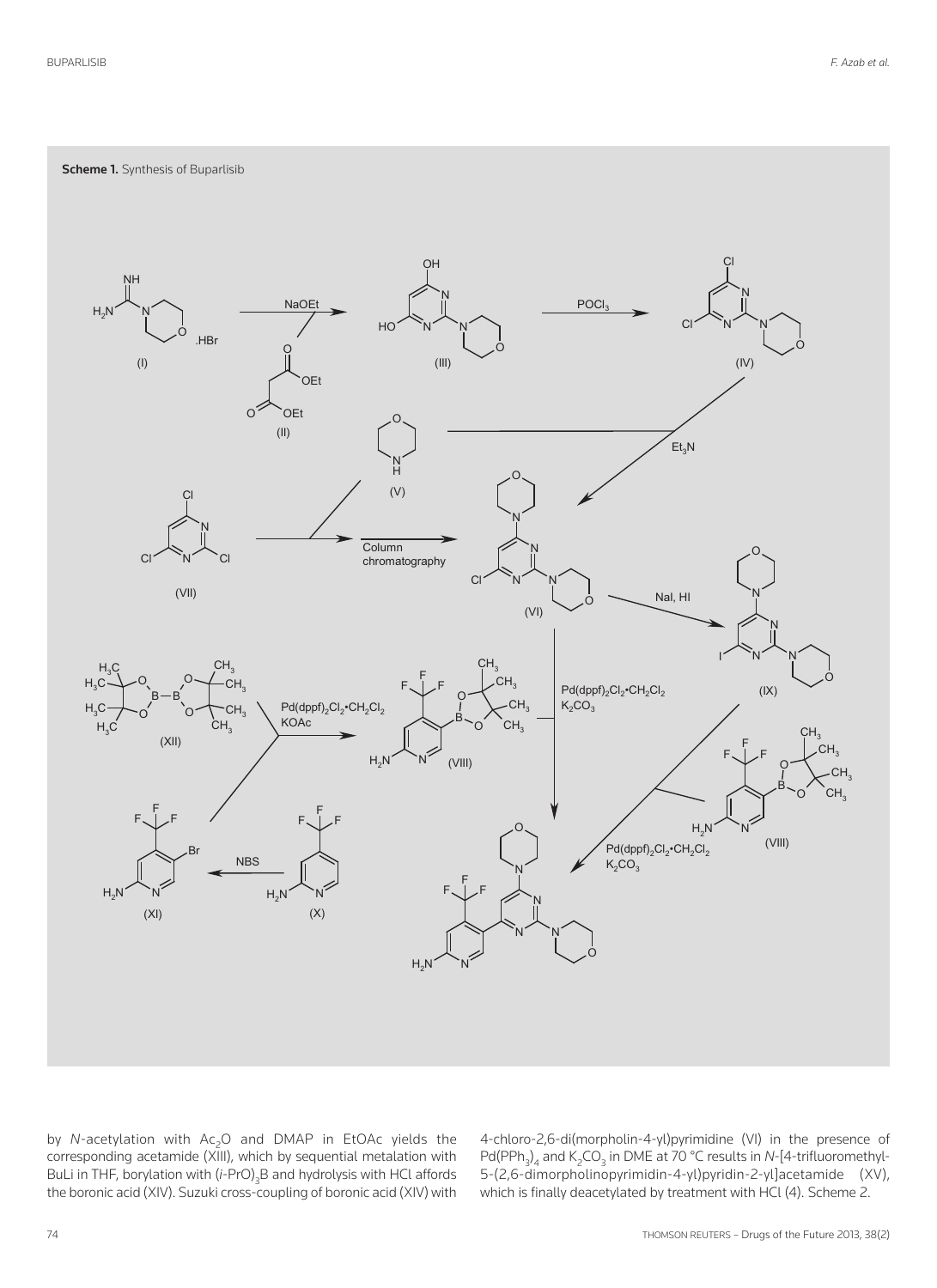**Scheme 1.** Synthesis of Buparlisib

by *N*-acetylation with $Ac_2O$ and DMAP in EtOAc yields the corresponding acetamide (XIII), which by sequential metalation with BuLi in THF, borylation with $(i\text{-PrO})_3B$ and hydrolysis with HCl affords the boronic acid (XIV). Suzuki cross-coupling of boronic acid (XIV) with 4-chloro-2,6-di(morpholin-4-yl)pyrimidine (VI) in the presence of $Pd(PPh_3)_4$ and $K_2CO_3$ in DME at 70 °C results in *N*-[4-trifluoromethyl-5-(2,6-dimorpholinopyrimidin-4-yl)pyridin-2-yl]acetamide (XV), which is finally deacetylated by treatment with HCl (4). Scheme 2.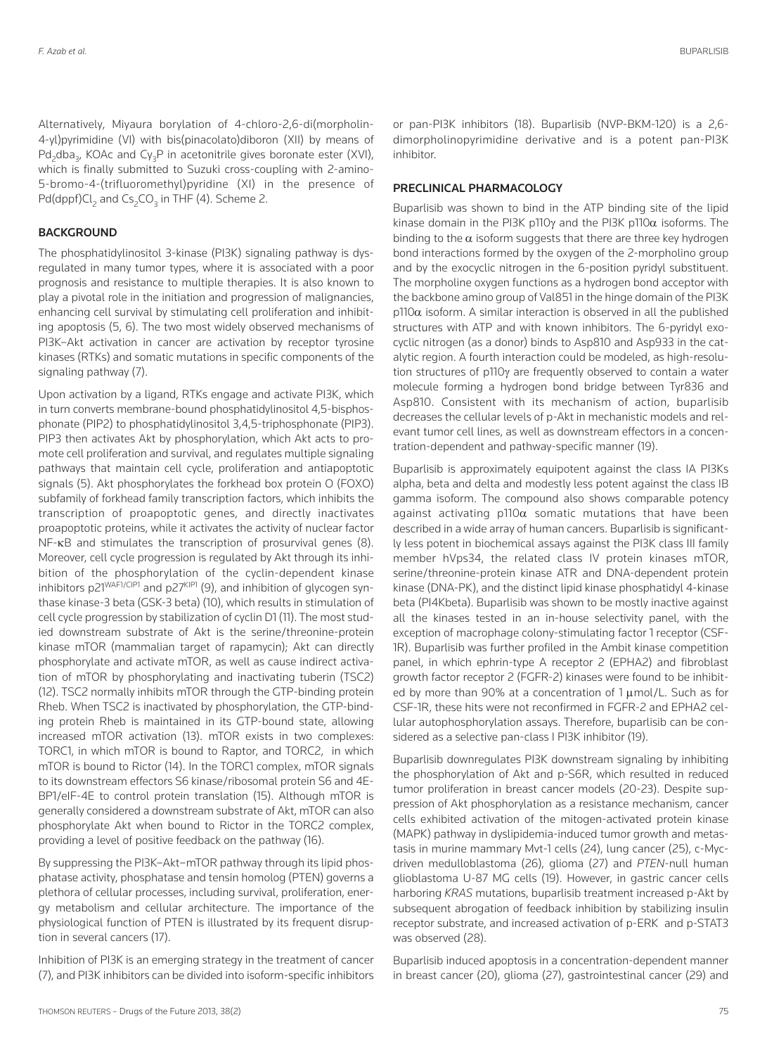Alternatively, Miyaura borylation of 4-chloro-2,6-di(morpholin-4-yl)pyrimidine (VI) with bis(pinacolato)diboron (XII) by means of $Pd_2dba_3$, KOAc and $Cy_3P$ in acetonitrile gives boronate ester (XVI), which is finally submitted to Suzuki cross-coupling with 2-amino-5-bromo-4-(trifluoromethyl)pyridine (XI) in the presence of $Pd(dppf)Cl_2$ and $Cs_2CO_3$ in THF (4). Scheme 2.

## BACKGROUND

The phosphatidylinositol 3-kinase (PI3K) signaling pathway is dysregulated in many tumor types, where it is associated with a poor prognosis and resistance to multiple therapies. It is also known to play a pivotal role in the initiation and progression of malignancies, enhancing cell survival by stimulating cell proliferation and inhibiting apoptosis (5, 6). The two most widely observed mechanisms of PI3K–Akt activation in cancer are activation by receptor tyrosine kinases (RTKs) and somatic mutations in specific components of the signaling pathway (7).

Upon activation by a ligand, RTKs engage and activate PI3K, which in turn converts membrane-bound phosphatidylinositol 4,5-bisphosphonate (PIP2) to phosphatidylinositol 3,4,5-triphosphonate (PIP3). PIP3 then activates Akt by phosphorylation, which Akt acts to promote cell proliferation and survival, and regulates multiple signaling pathways that maintain cell cycle, proliferation and antiapoptotic signals (5). Akt phosphorylates the forkhead box protein O (FOXO) subfamily of forkhead family transcription factors, which inhibits the transcription of proapoptotic genes, and directly inactivates proapoptotic proteins, while it activates the activity of nuclear factor NF-κB and stimulates the transcription of prosurvival genes (8). Moreover, cell cycle progression is regulated by Akt through its inhibition of the phosphorylation of the cyclin-dependent kinase inhibitors p21[WAF1/CIP1] and p27[KIP1] (9), and inhibition of glycogen synthase kinase-3 beta (GSK-3 beta) (10), which results in stimulation of cell cycle progression by stabilization of cyclin D1 (11). The most studied downstream substrate of Akt is the serine/threonine-protein kinase mTOR (mammalian target of rapamycin); Akt can directly phosphorylate and activate mTOR, as well as cause indirect activation of mTOR by phosphorylating and inactivating tuberin (TSC2) (12). TSC2 normally inhibits mTOR through the GTP-binding protein Rheb. When TSC2 is inactivated by phosphorylation, the GTP-binding protein Rheb is maintained in its GTP-bound state, allowing increased mTOR activation (13). mTOR exists in two complexes: TORC1, in which mTOR is bound to Raptor, and TORC2, in which mTOR is bound to Rictor (14). In the TORC1 complex, mTOR signals to its downstream effectors S6 kinase/ribosomal protein S6 and 4E-BP1/eIF-4E to control protein translation (15). Although mTOR is generally considered a downstream substrate of Akt, mTOR can also phosphorylate Akt when bound to Rictor in the TORC2 complex, providing a level of positive feedback on the pathway (16).

By suppressing the PI3K–Akt–mTOR pathway through its lipid phosphatase activity, phosphatase and tensin homolog (PTEN) governs a plethora of cellular processes, including survival, proliferation, energy metabolism and cellular architecture. The importance of the physiological function of PTEN is illustrated by its frequent disruption in several cancers (17).

Inhibition of PI3K is an emerging strategy in the treatment of cancer (7), and PI3K inhibitors can be divided into isoform-specific inhibitors or pan-PI3K inhibitors (18). Buparlisib (NVP-BKM-120) is a 2,6-dimorpholinopyrimidine derivative and is a potent pan-PI3K inhibitor.

## PRECLINICAL PHARMACOLOGY

Buparlisib was shown to bind in the ATP binding site of the lipid kinase domain in the PI3K p110γ and the PI3K p110α isoforms. The binding to the α isoform suggests that there are three key hydrogen bond interactions formed by the oxygen of the 2-morpholino group and by the exocyclic nitrogen in the 6-position pyridyl substituent. The morpholine oxygen functions as a hydrogen bond acceptor with the backbone amino group of Val851 in the hinge domain of the PI3K p110α isoform. A similar interaction is observed in all the published structures with ATP and with known inhibitors. The 6-pyridyl exocyclic nitrogen (as a donor) binds to Asp810 and Asp933 in the catalytic region. A fourth interaction could be modeled, as high-resolution structures of p110γ are frequently observed to contain a water molecule forming a hydrogen bond bridge between Tyr836 and Asp810. Consistent with its mechanism of action, buparlisib decreases the cellular levels of p-Akt in mechanistic models and relevant tumor cell lines, as well as downstream effectors in a concentration-dependent and pathway-specific manner (19).

Buparlisib is approximately equipotent against the class IA PI3Ks alpha, beta and delta and modestly less potent against the class IB gamma isoform. The compound also shows comparable potency against activating p110α somatic mutations that have been described in a wide array of human cancers. Buparlisib is significantly less potent in biochemical assays against the PI3K class III family member hVps34, the related class IV protein kinases mTOR, serine/threonine-protein kinase ATR and DNA-dependent protein kinase (DNA-PK), and the distinct lipid kinase phosphatidyl 4-kinase beta (PI4Kbeta). Buparlisib was shown to be mostly inactive against all the kinases tested in an in-house selectivity panel, with the exception of macrophage colony-stimulating factor 1 receptor (CSF-1R). Buparlisib was further profiled in the Ambit kinase competition panel, in which ephrin-type A receptor 2 (EPHA2) and fibroblast growth factor receptor 2 (FGFR-2) kinases were found to be inhibited by more than 90% at a concentration of 1 μmol/L. Such as for CSF-1R, these hits were not reconfirmed in FGFR-2 and EPHA2 cellular autophosphorylation assays. Therefore, buparlisib can be considered as a selective pan-class I PI3K inhibitor (19).

Buparlisib downregulates PI3K downstream signaling by inhibiting the phosphorylation of Akt and p-S6R, which resulted in reduced tumor proliferation in breast cancer models (20-23). Despite suppression of Akt phosphorylation as a resistance mechanism, cancer cells exhibited activation of the mitogen-activated protein kinase (MAPK) pathway in dyslipidemia-induced tumor growth and metastasis in murine mammary Mvt-1 cells (24), lung cancer (25), c-Myc-driven medulloblastoma (26), glioma (27) and *PTEN*-null human glioblastoma U-87 MG cells (19). However, in gastric cancer cells harboring *KRAS* mutations, buparlisib treatment increased p-Akt by subsequent abrogation of feedback inhibition by stabilizing insulin receptor substrate, and increased activation of p-ERK and p-STAT3 was observed (28).

Buparlisib induced apoptosis in a concentration-dependent manner in breast cancer (20), glioma (27), gastrointestinal cancer (29) and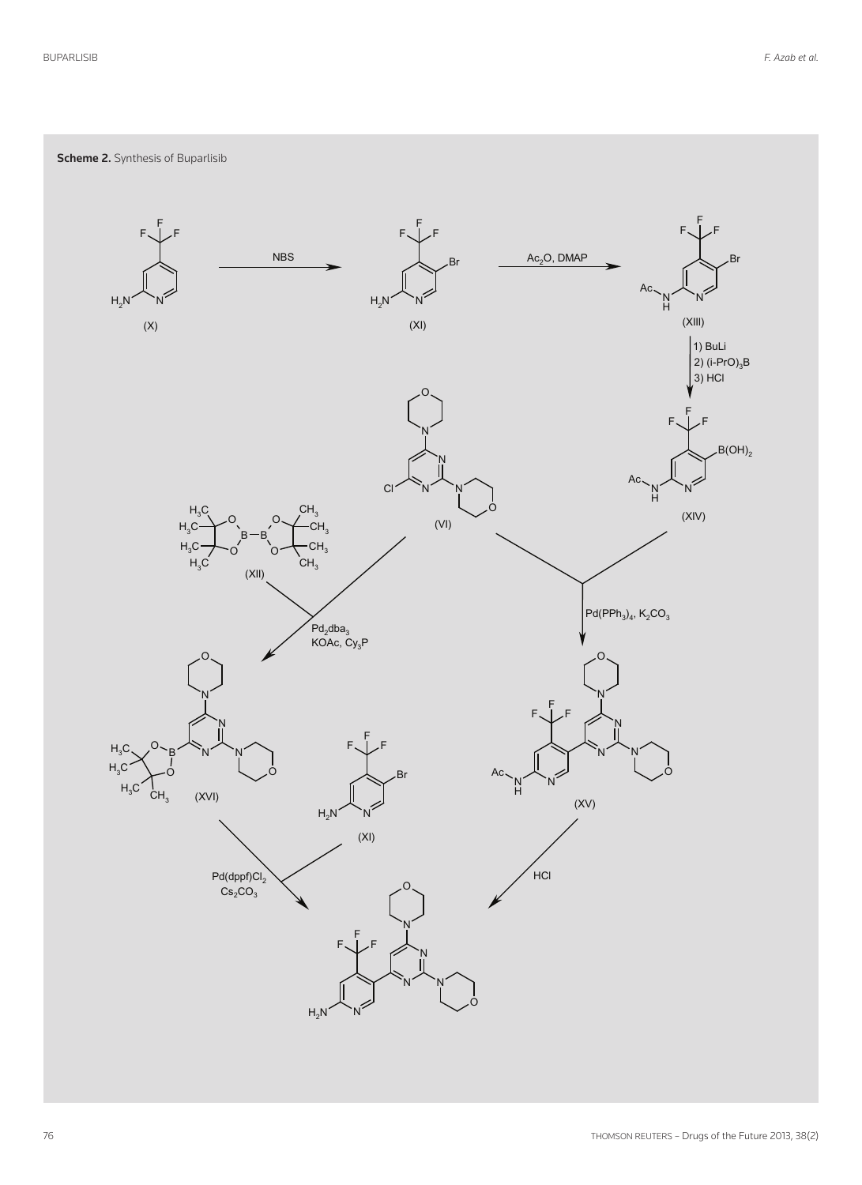**Scheme 2.** Synthesis of Buparlisib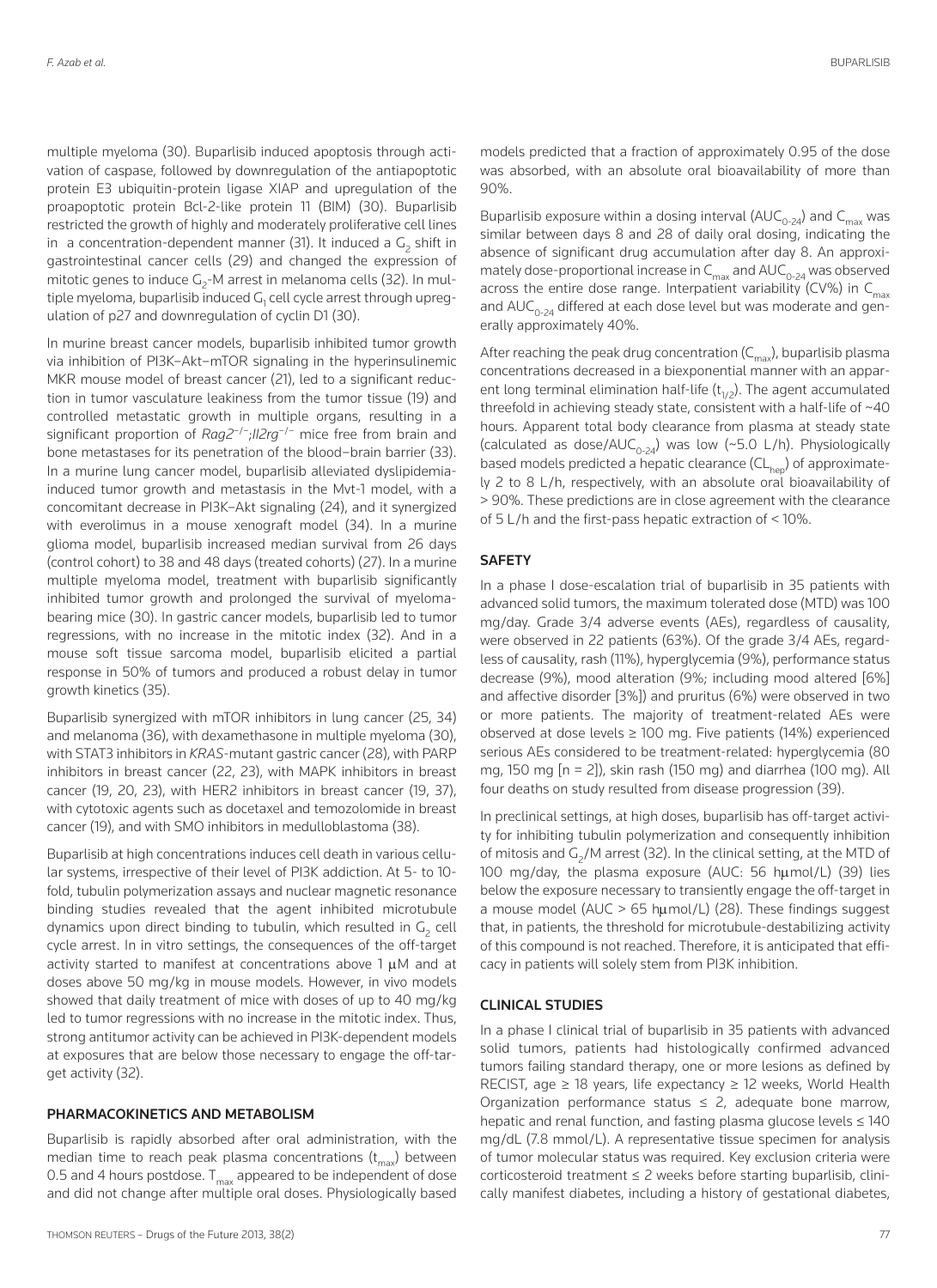multiple myeloma (30). Buparlisib induced apoptosis through activation of caspase, followed by downregulation of the antiapoptotic protein E3 ubiquitin-protein ligase XIAP and upregulation of the proapoptotic protein Bcl-2-like protein 11 (BIM) (30). Buparlisib restricted the growth of highly and moderately proliferative cell lines in a concentration-dependent manner (31). It induced a $G_2$ shift in gastrointestinal cancer cells (29) and changed the expression of mitotic genes to induce $G_2$-M arrest in melanoma cells (32). In multiple myeloma, buparlisib induced $G_1$ cell cycle arrest through upregulation of p27 and downregulation of cyclin D1 (30).

In murine breast cancer models, buparlisib inhibited tumor growth via inhibition of PI3K–Akt–mTOR signaling in the hyperinsulinemic MKR mouse model of breast cancer (21), led to a significant reduction in tumor vasculature leakiness from the tumor tissue (19) and controlled metastatic growth in multiple organs, resulting in a significant proportion of *Rag2*$^{-/-}$;*Il2rg*$^{-/-}$ mice free from brain and bone metastases for its penetration of the blood–brain barrier (33). In a murine lung cancer model, buparlisib alleviated dyslipidemia-induced tumor growth and metastasis in the Mvt-1 model, with a concomitant decrease in PI3K–Akt signaling (24), and it synergized with everolimus in a mouse xenograft model (34). In a murine glioma model, buparlisib increased median survival from 26 days (control cohort) to 38 and 48 days (treated cohorts) (27). In a murine multiple myeloma model, treatment with buparlisib significantly inhibited tumor growth and prolonged the survival of myeloma-bearing mice (30). In gastric cancer models, buparlisib led to tumor regressions, with no increase in the mitotic index (32). And in a mouse soft tissue sarcoma model, buparlisib elicited a partial response in 50% of tumors and produced a robust delay in tumor growth kinetics (35).

Buparlisib synergized with mTOR inhibitors in lung cancer (25, 34) and melanoma (36), with dexamethasone in multiple myeloma (30), with STAT3 inhibitors in *KRAS*-mutant gastric cancer (28), with PARP inhibitors in breast cancer (22, 23), with MAPK inhibitors in breast cancer (19, 20, 23), with HER2 inhibitors in breast cancer (19, 37), with cytotoxic agents such as docetaxel and temozolomide in breast cancer (19), and with SMO inhibitors in medulloblastoma (38).

Buparlisib at high concentrations induces cell death in various cellular systems, irrespective of their level of PI3K addiction. At 5- to 10-fold, tubulin polymerization assays and nuclear magnetic resonance binding studies revealed that the agent inhibited microtubule dynamics upon direct binding to tubulin, which resulted in $G_2$ cell cycle arrest. In in vitro settings, the consequences of the off-target activity started to manifest at concentrations above 1 μM and at doses above 50 mg/kg in mouse models. However, in vivo models showed that daily treatment of mice with doses of up to 40 mg/kg led to tumor regressions with no increase in the mitotic index. Thus, strong antitumor activity can be achieved in PI3K-dependent models at exposures that are below those necessary to engage the off-target activity (32).

## PHARMACOKINETICS AND METABOLISM

Buparlisib is rapidly absorbed after oral administration, with the median time to reach peak plasma concentrations ($t_{max}$) between 0.5 and 4 hours postdose. $T_{max}$ appeared to be independent of dose and did not change after multiple oral doses. Physiologically based models predicted that a fraction of approximately 0.95 of the dose was absorbed, with an absolute oral bioavailability of more than 90%.

Buparlisib exposure within a dosing interval ($AUC_{0-24}$) and $C_{max}$ was similar between days 8 and 28 of daily oral dosing, indicating the absence of significant drug accumulation after day 8. An approximately dose-proportional increase in $C_{max}$ and $AUC_{0-24}$ was observed across the entire dose range. Interpatient variability (CV%) in $C_{max}$ and $AUC_{0-24}$ differed at each dose level but was moderate and generally approximately 40%.

After reaching the peak drug concentration ($C_{max}$), buparlisib plasma concentrations decreased in a biexponential manner with an apparent long terminal elimination half-life ($t_{1/2}$). The agent accumulated threefold in achieving steady state, consistent with a half-life of ~40 hours. Apparent total body clearance from plasma at steady state (calculated as dose/$AUC_{0-24}$) was low (~5.0 L/h). Physiologically based models predicted a hepatic clearance ($CL_{hep}$) of approximately 2 to 8 L/h, respectively, with an absolute oral bioavailability of > 90%. These predictions are in close agreement with the clearance of 5 L/h and the first-pass hepatic extraction of < 10%.

## SAFETY

In a phase I dose-escalation trial of buparlisib in 35 patients with advanced solid tumors, the maximum tolerated dose (MTD) was 100 mg/day. Grade 3/4 adverse events (AEs), regardless of causality, were observed in 22 patients (63%). Of the grade 3/4 AEs, regardless of causality, rash (11%), hyperglycemia (9%), performance status decrease (9%), mood alteration (9%; including mood altered [6%] and affective disorder [3%]) and pruritus (6%) were observed in two or more patients. The majority of treatment-related AEs were observed at dose levels ≥ 100 mg. Five patients (14%) experienced serious AEs considered to be treatment-related: hyperglycemia (80 mg, 150 mg [n = 2]), skin rash (150 mg) and diarrhea (100 mg). All four deaths on study resulted from disease progression (39).

In preclinical settings, at high doses, buparlisib has off-target activity for inhibiting tubulin polymerization and consequently inhibition of mitosis and $G_2$/M arrest (32). In the clinical setting, at the MTD of 100 mg/day, the plasma exposure (AUC: 56 hμmol/L) (39) lies below the exposure necessary to transiently engage the off-target in a mouse model (AUC > 65 hμmol/L) (28). These findings suggest that, in patients, the threshold for microtubule-destabilizing activity of this compound is not reached. Therefore, it is anticipated that efficacy in patients will solely stem from PI3K inhibition.

## CLINICAL STUDIES

In a phase I clinical trial of buparlisib in 35 patients with advanced solid tumors, patients had histologically confirmed advanced tumors failing standard therapy, one or more lesions as defined by RECIST, age ≥ 18 years, life expectancy ≥ 12 weeks, World Health Organization performance status ≤ 2, adequate bone marrow, hepatic and renal function, and fasting plasma glucose levels ≤ 140 mg/dL (7.8 mmol/L). A representative tissue specimen for analysis of tumor molecular status was required. Key exclusion criteria were corticosteroid treatment ≤ 2 weeks before starting buparlisib, clinically manifest diabetes, including a history of gestational diabetes,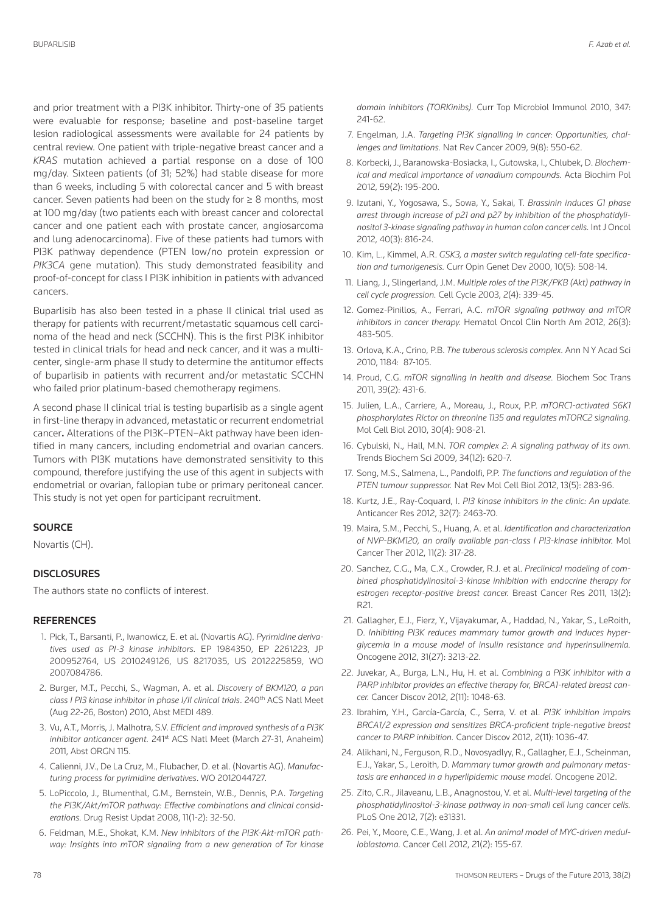and prior treatment with a PI3K inhibitor. Thirty-one of 35 patients were evaluable for response; baseline and post-baseline target lesion radiological assessments were available for 24 patients by central review. One patient with triple-negative breast cancer and a *KRAS* mutation achieved a partial response on a dose of 100 mg/day. Sixteen patients (of 31; 52%) had stable disease for more than 6 weeks, including 5 with colorectal cancer and 5 with breast cancer. Seven patients had been on the study for ≥ 8 months, most at 100 mg/day (two patients each with breast cancer and colorectal cancer and one patient each with prostate cancer, angiosarcoma and lung adenocarcinoma). Five of these patients had tumors with PI3K pathway dependence (PTEN low/no protein expression or *PIK3CA* gene mutation). This study demonstrated feasibility and proof-of-concept for class I PI3K inhibition in patients with advanced cancers.

Buparlisib has also been tested in a phase II clinical trial used as therapy for patients with recurrent/metastatic squamous cell carcinoma of the head and neck (SCCHN). This is the first PI3K inhibitor tested in clinical trials for head and neck cancer, and it was a multicenter, single-arm phase II study to determine the antitumor effects of buparlisib in patients with recurrent and/or metastatic SCCHN who failed prior platinum-based chemotherapy regimens.

A second phase II clinical trial is testing buparlisib as a single agent in first-line therapy in advanced, metastatic or recurrent endometrial cancer. Alterations of the PI3K–PTEN–Akt pathway have been identified in many cancers, including endometrial and ovarian cancers. Tumors with PI3K mutations have demonstrated sensitivity to this compound, therefore justifying the use of this agent in subjects with endometrial or ovarian, fallopian tube or primary peritoneal cancer. This study is not yet open for participant recruitment.

## SOURCE

Novartis (CH).

## DISCLOSURES

The authors state no conflicts of interest.

## REFERENCES

1. Pick, T., Barsanti, P., Iwanowicz, E. et al. (Novartis AG). *Pyrimidine derivatives used as PI-3 kinase inhibitors.* EP 1984350, EP 2261223, JP 200952764, US 2010249126, US 8217035, US 2012225859, WO 2007084786.
2. Burger, M.T., Pecchi, S., Wagman, A. et al. *Discovery of BKM120, a pan class I PI3 kinase inhibitor in phase I/II clinical trials*. 240th ACS Natl Meet (Aug 22-26, Boston) 2010, Abst MEDI 489.
3. Vu, A.T., Morris, J. Malhotra, S.V. *Efficient and improved synthesis of a PI3K inhibitor anticancer agent.* 241st ACS Natl Meet (March 27-31, Anaheim) 2011, Abst ORGN 115.
4. Calienni, J.V., De La Cruz, M., Flubacher, D. et al. (Novartis AG). *Manufacturing process for pyrimidine derivatives*. WO 2012044727.
5. LoPiccolo, J., Blumenthal, G.M., Bernstein, W.B., Dennis, P.A. *Targeting the PI3K/Akt/mTOR pathway: Effective combinations and clinical considerations.* Drug Resist Updat 2008, 11(1-2): 32-50.
6. Feldman, M.E., Shokat, K.M. *New inhibitors of the PI3K-Akt-mTOR pathway: Insights into mTOR signaling from a new generation of Tor kinase domain inhibitors (TORKinibs).* Curr Top Microbiol Immunol 2010, 347: 241-62.
7. Engelman, J.A. *Targeting PI3K signalling in cancer: Opportunities, challenges and limitations.* Nat Rev Cancer 2009, 9(8): 550-62.
8. Korbecki, J., Baranowska-Bosiacka, I., Gutowska, I., Chlubek, D. *Biochemical and medical importance of vanadium compounds.* Acta Biochim Pol 2012, 59(2): 195-200.
9. Izutani, Y., Yogosawa, S., Sowa, Y., Sakai, T. *Brassinin induces G1 phase arrest through increase of p21 and p27 by inhibition of the phosphatidylinositol 3-kinase signaling pathway in human colon cancer cells.* Int J Oncol 2012, 40(3): 816-24.
10. Kim, L., Kimmel, A.R. *GSK3, a master switch regulating cell-fate specification and tumorigenesis.* Curr Opin Genet Dev 2000, 10(5): 508-14.
11. Liang, J., Slingerland, J.M. *Multiple roles of the PI3K/PKB (Akt) pathway in cell cycle progression.* Cell Cycle 2003, 2(4): 339-45.
12. Gomez-Pinillos, A., Ferrari, A.C. *mTOR signaling pathway and mTOR inhibitors in cancer therapy.* Hematol Oncol Clin North Am 2012, 26(3): 483-505.
13. Orlova, K.A., Crino, P.B. *The tuberous sclerosis complex.* Ann N Y Acad Sci 2010, 1184: 87-105.
14. Proud, C.G. *mTOR signalling in health and disease.* Biochem Soc Trans 2011, 39(2): 431-6.
15. Julien, L.A., Carriere, A., Moreau, J., Roux, P.P. *mTORC1-activated S6K1 phosphorylates Rictor on threonine 1135 and regulates mTORC2 signaling.* Mol Cell Biol 2010, 30(4): 908-21.
16. Cybulski, N., Hall, M.N. *TOR complex 2: A signaling pathway of its own.* Trends Biochem Sci 2009, 34(12): 620-7.
17. Song, M.S., Salmena, L., Pandolfi, P.P. *The functions and regulation of the PTEN tumour suppressor.* Nat Rev Mol Cell Biol 2012, 13(5): 283-96.
18. Kurtz, J.E., Ray-Coquard, I. *PI3 kinase inhibitors in the clinic: An update.* Anticancer Res 2012, 32(7): 2463-70.
19. Maira, S.M., Pecchi, S., Huang, A. et al. *Identification and characterization of NVP-BKM120, an orally available pan-class I PI3-kinase inhibitor.* Mol Cancer Ther 2012, 11(2): 317-28.
20. Sanchez, C.G., Ma, C.X., Crowder, R.J. et al. *Preclinical modeling of combined phosphatidylinositol-3-kinase inhibition with endocrine therapy for estrogen receptor-positive breast cancer.* Breast Cancer Res 2011, 13(2): R21.
21. Gallagher, E.J., Fierz, Y., Vijayakumar, A., Haddad, N., Yakar, S., LeRoith, D. *Inhibiting PI3K reduces mammary tumor growth and induces hyperglycemia in a mouse model of insulin resistance and hyperinsulinemia.* Oncogene 2012, 31(27): 3213-22.
22. Juvekar, A., Burga, L.N., Hu, H. et al. *Combining a PI3K inhibitor with a PARP inhibitor provides an effective therapy for, BRCA1-related breast cancer.* Cancer Discov 2012, 2(11): 1048-63.
23. Ibrahim, Y.H., García-García, C., Serra, V. et al. *PI3K inhibition impairs BRCA1/2 expression and sensitizes BRCA-proficient triple-negative breast cancer to PARP inhibition.* Cancer Discov 2012, 2(11): 1036-47.
24. Alikhani, N., Ferguson, R.D., Novosyadlyy, R., Gallagher, E.J., Scheinman, E.J., Yakar, S., Leroith, D. *Mammary tumor growth and pulmonary metastasis are enhanced in a hyperlipidemic mouse model.* Oncogene 2012.
25. Zito, C.R., Jilaveanu, L.B., Anagnostou, V. et al. *Multi-level targeting of the phosphatidylinositol-3-kinase pathway in non-small cell lung cancer cells.* PLoS One 2012, 7(2): e31331.
26. Pei, Y., Moore, C.E., Wang, J. et al. *An animal model of MYC-driven medulloblastoma.* Cancer Cell 2012, 21(2): 155-67.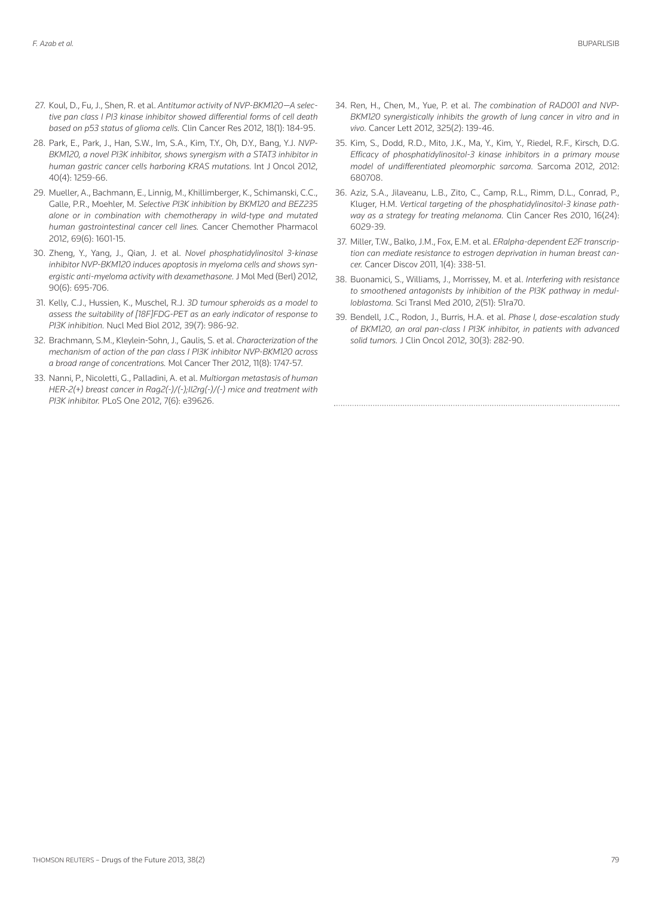27. Koul, D., Fu, J., Shen, R. et al. *Antitumor activity of NVP-BKM120—A selective pan class I PI3 kinase inhibitor showed differential forms of cell death based on p53 status of glioma cells.* Clin Cancer Res 2012, 18(1): 184-95.

28. Park, E., Park, J., Han, S.W., Im, S.A., Kim, T.Y., Oh, D.Y., Bang, Y.J. *NVP-BKM120, a novel PI3K inhibitor, shows synergism with a STAT3 inhibitor in human gastric cancer cells harboring KRAS mutations.* Int J Oncol 2012, 40(4): 1259-66.

29. Mueller, A., Bachmann, E., Linnig, M., Khillimberger, K., Schimanski, C.C., Galle, P.R., Moehler, M. *Selective PI3K inhibition by BKM120 and BEZ235 alone or in combination with chemotherapy in wild-type and mutated human gastrointestinal cancer cell lines.* Cancer Chemother Pharmacol 2012, 69(6): 1601-15.

30. Zheng, Y., Yang, J., Qian, J. et al. *Novel phosphatidylinositol 3-kinase inhibitor NVP-BKM120 induces apoptosis in myeloma cells and shows synergistic anti-myeloma activity with dexamethasone.* J Mol Med (Berl) 2012, 90(6): 695-706.

31. Kelly, C.J., Hussien, K., Muschel, R.J. *3D tumour spheroids as a model to assess the suitability of [18F]FDG-PET as an early indicator of response to PI3K inhibition.* Nucl Med Biol 2012, 39(7): 986-92.

32. Brachmann, S.M., Kleylein-Sohn, J., Gaulis, S. et al. *Characterization of the mechanism of action of the pan class I PI3K inhibitor NVP-BKM120 across a broad range of concentrations.* Mol Cancer Ther 2012, 11(8): 1747-57.

33. Nanni, P., Nicoletti, G., Palladini, A. et al. *Multiorgan metastasis of human HER-2(+) breast cancer in Rag2(-)/(-);Il2rg(-)/(-) mice and treatment with PI3K inhibitor.* PLoS One 2012, 7(6): e39626.

34. Ren, H., Chen, M., Yue, P. et al. *The combination of RAD001 and NVP-BKM120 synergistically inhibits the growth of lung cancer in vitro and in vivo.* Cancer Lett 2012, 325(2): 139-46.

35. Kim, S., Dodd, R.D., Mito, J.K., Ma, Y., Kim, Y., Riedel, R.F., Kirsch, D.G. *Efficacy of phosphatidylinositol-3 kinase inhibitors in a primary mouse model of undifferentiated pleomorphic sarcoma.* Sarcoma 2012, 2012: 680708.

36. Aziz, S.A., Jilaveanu, L.B., Zito, C., Camp, R.L., Rimm, D.L., Conrad, P., Kluger, H.M. *Vertical targeting of the phosphatidylinositol-3 kinase pathway as a strategy for treating melanoma.* Clin Cancer Res 2010, 16(24): 6029-39.

37. Miller, T.W., Balko, J.M., Fox, E.M. et al. *ERalpha-dependent E2F transcription can mediate resistance to estrogen deprivation in human breast cancer.* Cancer Discov 2011, 1(4): 338-51.

38. Buonamici, S., Williams, J., Morrissey, M. et al. *Interfering with resistance to smoothened antagonists by inhibition of the PI3K pathway in medulloblastoma.* Sci Transl Med 2010, 2(51): 51ra70.

39. Bendell, J.C., Rodon, J., Burris, H.A. et al. *Phase I, dose-escalation study of BKM120, an oral pan-class I PI3K inhibitor, in patients with advanced solid tumors.* J Clin Oncol 2012, 30(3): 282-90.